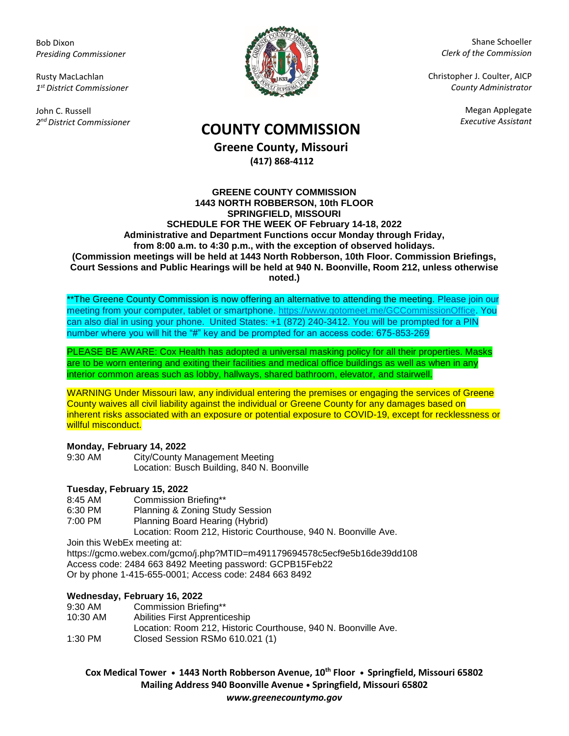Bob Dixon
*Presiding Commissioner*

Rusty MacLachlan
*1st District Commissioner*

John C. Russell
*2nd District Commissioner*

Shane Schoeller
*Clerk of the Commission*

Christopher J. Coulter, AICP
*County Administrator*

Megan Applegate
*Executive Assistant*

# COUNTY COMMISSION

## Greene County, Missouri

**(417) 868-4112**

**GREENE COUNTY COMMISSION**
**1443 NORTH ROBBERSON, 10th FLOOR**
**SPRINGFIELD, MISSOURI**
**SCHEDULE FOR THE WEEK OF February 14-18, 2022**
**Administrative and Department Functions occur Monday through Friday, from 8:00 a.m. to 4:30 p.m., with the exception of observed holidays.**
**(Commission meetings will be held at 1443 North Robberson, 10th Floor. Commission Briefings, Court Sessions and Public Hearings will be held at 940 N. Boonville, Room 212, unless otherwise noted.)**

**The Greene County Commission is now offering an alternative to attending the meeting. Please join our meeting from your computer, tablet or smartphone. https://www.gotomeet.me/GCCommissionOffice. You can also dial in using your phone. United States: +1 (872) 240-3412. You will be prompted for a PIN number where you will hit the "#" key and be prompted for an access code: 675-853-269

PLEASE BE AWARE: Cox Health has adopted a universal masking policy for all their properties. Masks are to be worn entering and exiting their facilities and medical office buildings as well as when in any interior common areas such as lobby, hallways, shared bathroom, elevator, and stairwell.

WARNING Under Missouri law, any individual entering the premises or engaging the services of Greene County waives all civil liability against the individual or Greene County for any damages based on inherent risks associated with an exposure or potential exposure to COVID-19, except for recklessness or willful misconduct.

**Monday, February 14, 2022**

9:30 AM City/County Management Meeting
Location: Busch Building, 840 N. Boonville

**Tuesday, February 15, 2022**

8:45 AM Commission Briefing**
6:30 PM Planning & Zoning Study Session
7:00 PM Planning Board Hearing (Hybrid)
Location: Room 212, Historic Courthouse, 940 N. Boonville Ave.

Join this WebEx meeting at:
https://gcmo.webex.com/gcmo/j.php?MTID=m491179694578c5ecf9e5b16de39dd108
Access code: 2484 663 8492 Meeting password: GCPB15Feb22
Or by phone 1-415-655-0001; Access code: 2484 663 8492

**Wednesday, February 16, 2022**

9:30 AM Commission Briefing**
10:30 AM Abilities First Apprenticeship
Location: Room 212, Historic Courthouse, 940 N. Boonville Ave.
1:30 PM Closed Session RSMo 610.021 (1)

**Cox Medical Tower • 1443 North Robberson Avenue, 10th Floor • Springfield, Missouri 65802**
**Mailing Address 940 Boonville Avenue • Springfield, Missouri 65802**
***www.greenecountymo.gov***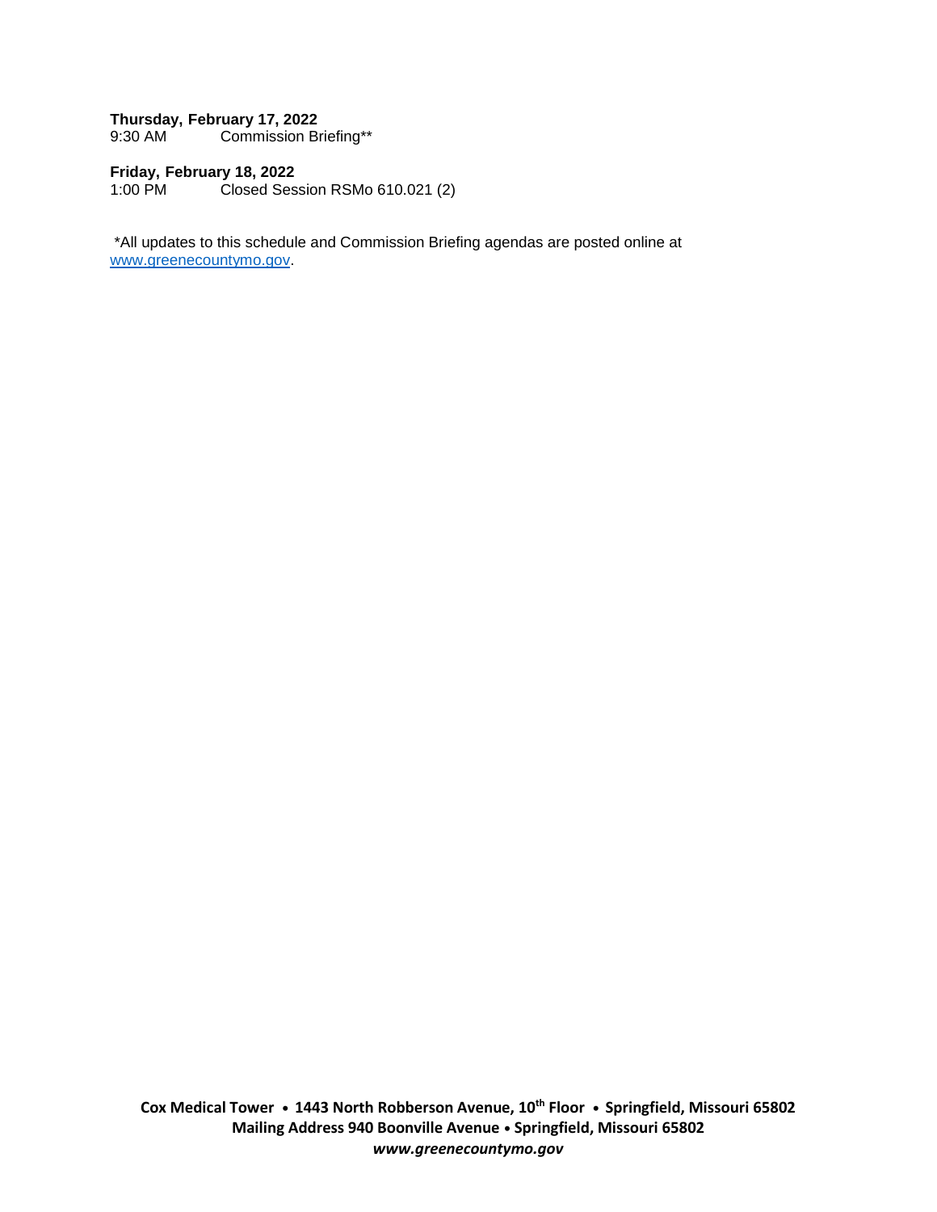**Thursday, February 17, 2022**
9:30 AM Commission Briefing**

**Friday, February 18, 2022**
1:00 PM Closed Session RSMo 610.021 (2)

*All updates to this schedule and Commission Briefing agendas are posted online at [www.greenecountymo.gov](http://www.greenecountymo.gov).

**Cox Medical Tower • 1443 North Robberson Avenue, 10th Floor • Springfield, Missouri 65802**
**Mailing Address 940 Boonville Avenue • Springfield, Missouri 65802**
***www.greenecountymo.gov***